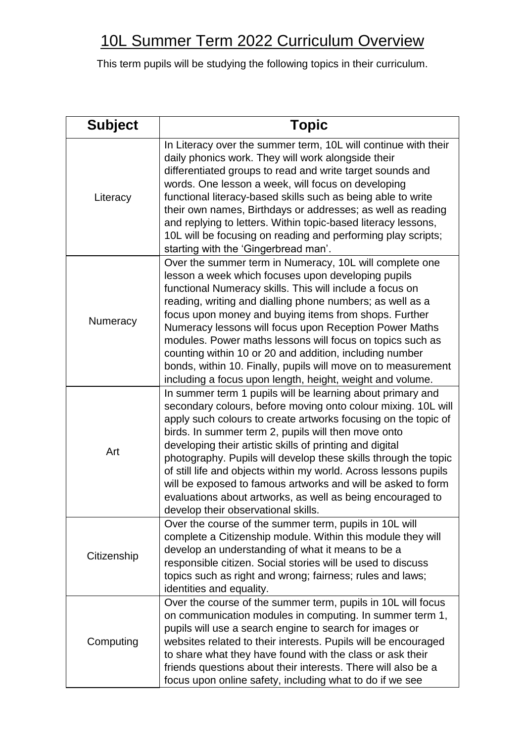# 10L Summer Term 2022 Curriculum Overview

This term pupils will be studying the following topics in their curriculum.

| Subject | Topic |
|---|---|
| Literacy | In Literacy over the summer term, 10L will continue with their daily phonics work. They will work alongside their differentiated groups to read and write target sounds and words. One lesson a week, will focus on developing functional literacy-based skills such as being able to write their own names, Birthdays or addresses; as well as reading and replying to letters. Within topic-based literacy lessons, 10L will be focusing on reading and performing play scripts; starting with the 'Gingerbread man'. |
| Numeracy | Over the summer term in Numeracy, 10L will complete one lesson a week which focuses upon developing pupils functional Numeracy skills. This will include a focus on reading, writing and dialling phone numbers; as well as a focus upon money and buying items from shops. Further Numeracy lessons will focus upon Reception Power Maths modules. Power maths lessons will focus on topics such as counting within 10 or 20 and addition, including number bonds, within 10. Finally, pupils will move on to measurement including a focus upon length, height, weight and volume. |
| Art | In summer term 1 pupils will be learning about primary and secondary colours, before moving onto colour mixing. 10L will apply such colours to create artworks focusing on the topic of birds. In summer term 2, pupils will then move onto developing their artistic skills of printing and digital photography. Pupils will develop these skills through the topic of still life and objects within my world. Across lessons pupils will be exposed to famous artworks and will be asked to form evaluations about artworks, as well as being encouraged to develop their observational skills. |
| Citizenship | Over the course of the summer term, pupils in 10L will complete a Citizenship module. Within this module they will develop an understanding of what it means to be a responsible citizen. Social stories will be used to discuss topics such as right and wrong; fairness; rules and laws; identities and equality. |
| Computing | Over the course of the summer term, pupils in 10L will focus on communication modules in computing. In summer term 1, pupils will use a search engine to search for images or websites related to their interests. Pupils will be encouraged to share what they have found with the class or ask their friends questions about their interests. There will also be a focus upon online safety, including what to do if we see |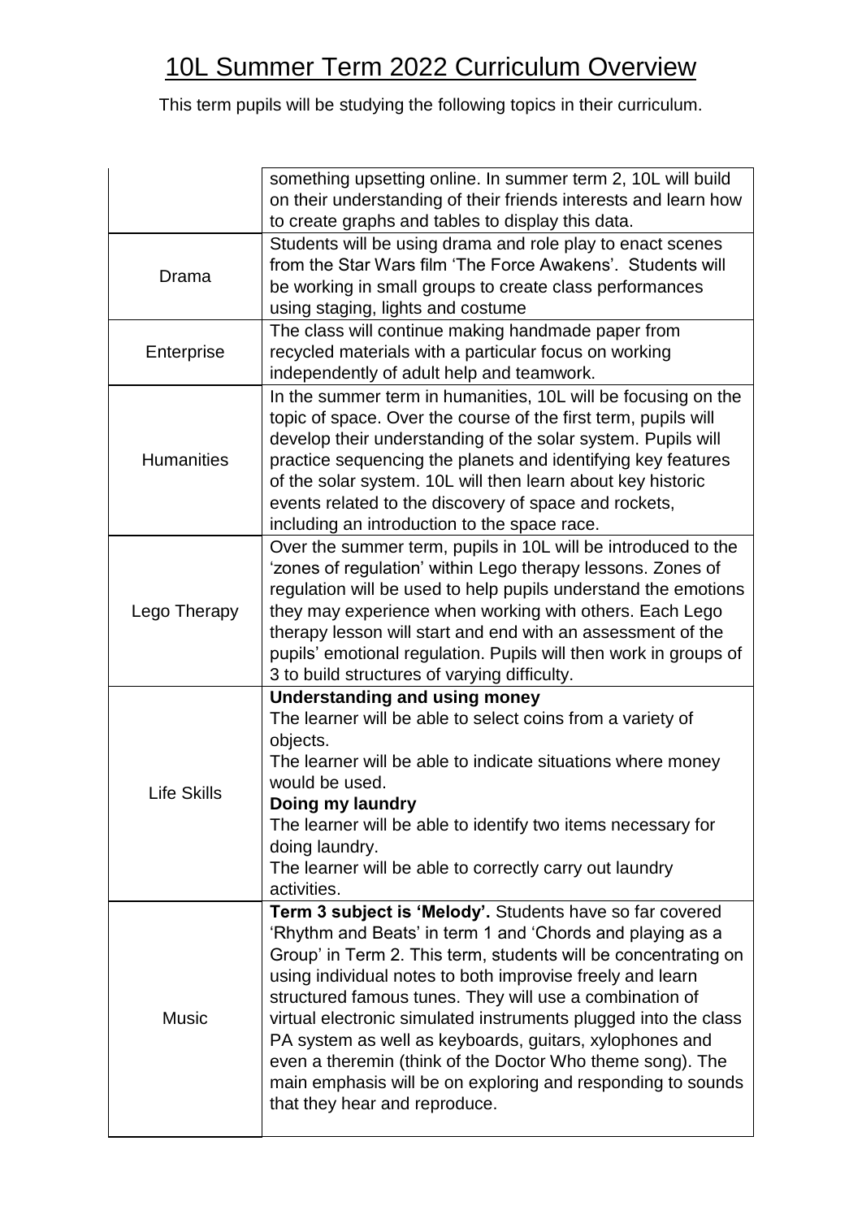# 10L Summer Term 2022 Curriculum Overview

This term pupils will be studying the following topics in their curriculum.

| | |
|---|---|
| | something upsetting online. In summer term 2, 10L will build on their understanding of their friends interests and learn how to create graphs and tables to display this data. |
| Drama | Students will be using drama and role play to enact scenes from the Star Wars film 'The Force Awakens'. Students will be working in small groups to create class performances using staging, lights and costume |
| Enterprise | The class will continue making handmade paper from recycled materials with a particular focus on working independently of adult help and teamwork. |
| Humanities | In the summer term in humanities, 10L will be focusing on the topic of space. Over the course of the first term, pupils will develop their understanding of the solar system. Pupils will practice sequencing the planets and identifying key features of the solar system. 10L will then learn about key historic events related to the discovery of space and rockets, including an introduction to the space race. |
| Lego Therapy | Over the summer term, pupils in 10L will be introduced to the 'zones of regulation' within Lego therapy lessons. Zones of regulation will be used to help pupils understand the emotions they may experience when working with others. Each Lego therapy lesson will start and end with an assessment of the pupils' emotional regulation. Pupils will then work in groups of 3 to build structures of varying difficulty. |
| Life Skills | **Understanding and using money**<br>The learner will be able to select coins from a variety of objects.<br>The learner will be able to indicate situations where money would be used.<br>**Doing my laundry**<br>The learner will be able to identify two items necessary for doing laundry.<br>The learner will be able to correctly carry out laundry activities. |
| Music | **Term 3 subject is 'Melody'.** Students have so far covered 'Rhythm and Beats' in term 1 and 'Chords and playing as a Group' in Term 2. This term, students will be concentrating on using individual notes to both improvise freely and learn structured famous tunes. They will use a combination of virtual electronic simulated instruments plugged into the class PA system as well as keyboards, guitars, xylophones and even a theremin (think of the Doctor Who theme song). The main emphasis will be on exploring and responding to sounds that they hear and reproduce. |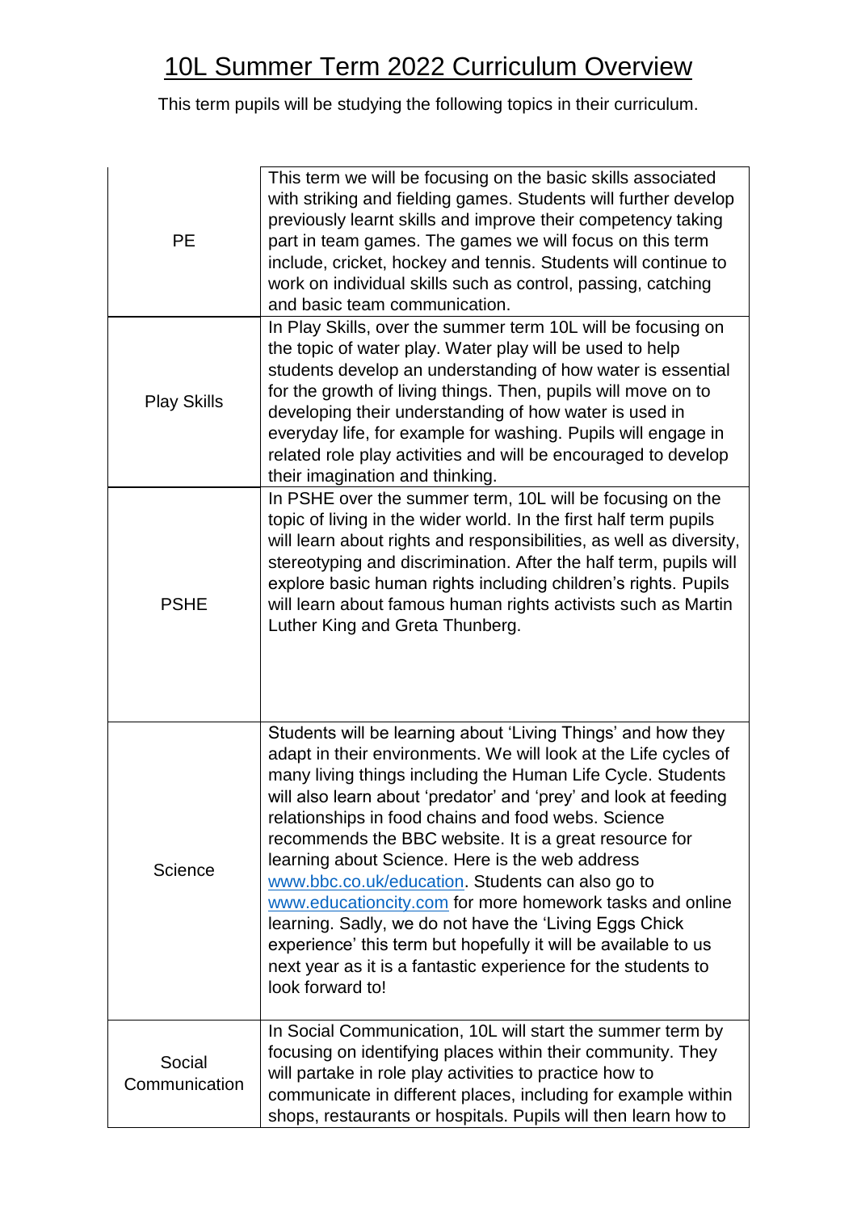# 10L Summer Term 2022 Curriculum Overview

This term pupils will be studying the following topics in their curriculum.

| | |
|---|---|
| PE | This term we will be focusing on the basic skills associated with striking and fielding games. Students will further develop previously learnt skills and improve their competency taking part in team games. The games we will focus on this term include, cricket, hockey and tennis. Students will continue to work on individual skills such as control, passing, catching and basic team communication. |
| Play Skills | In Play Skills, over the summer term 10L will be focusing on the topic of water play. Water play will be used to help students develop an understanding of how water is essential for the growth of living things. Then, pupils will move on to developing their understanding of how water is used in everyday life, for example for washing. Pupils will engage in related role play activities and will be encouraged to develop their imagination and thinking. |
| PSHE | In PSHE over the summer term, 10L will be focusing on the topic of living in the wider world. In the first half term pupils will learn about rights and responsibilities, as well as diversity, stereotyping and discrimination. After the half term, pupils will explore basic human rights including children's rights. Pupils will learn about famous human rights activists such as Martin Luther King and Greta Thunberg. |
| Science | Students will be learning about 'Living Things' and how they adapt in their environments. We will look at the Life cycles of many living things including the Human Life Cycle. Students will also learn about 'predator' and 'prey' and look at feeding relationships in food chains and food webs. Science recommends the BBC website. It is a great resource for learning about Science. Here is the web address [www.bbc.co.uk/education](http://www.bbc.co.uk/education). Students can also go to [www.educationcity.com](http://www.educationcity.com) for more homework tasks and online learning. Sadly, we do not have the 'Living Eggs Chick experience' this term but hopefully it will be available to us next year as it is a fantastic experience for the students to look forward to! |
| Social Communication | In Social Communication, 10L will start the summer term by focusing on identifying places within their community. They will partake in role play activities to practice how to communicate in different places, including for example within shops, restaurants or hospitals. Pupils will then learn how to |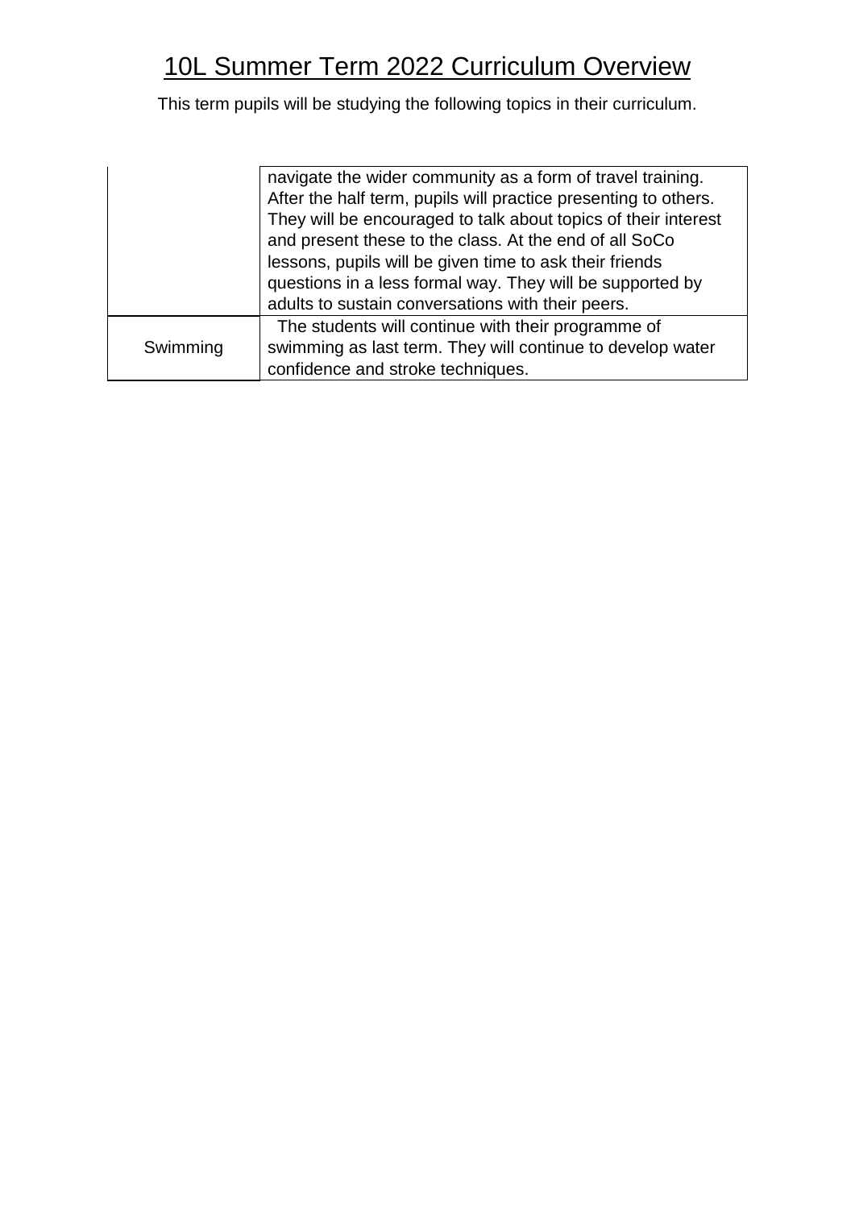# 10L Summer Term 2022 Curriculum Overview

This term pupils will be studying the following topics in their curriculum.

| | |
|---|---|
| | navigate the wider community as a form of travel training. After the half term, pupils will practice presenting to others. They will be encouraged to talk about topics of their interest and present these to the class. At the end of all SoCo lessons, pupils will be given time to ask their friends questions in a less formal way. They will be supported by adults to sustain conversations with their peers. |
| Swimming | The students will continue with their programme of swimming as last term. They will continue to develop water confidence and stroke techniques. |